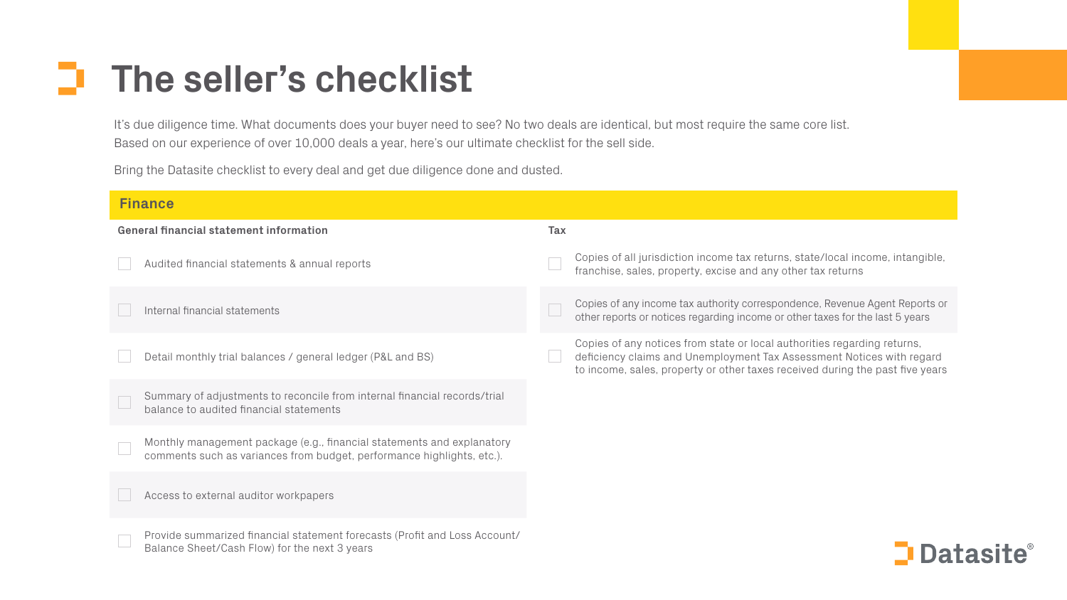# The seller's checklist

It's due diligence time. What documents does your buyer need to see? No two deals are identical, but most require the same core list. Based on our experience of over 10,000 deals a year, here's our ultimate checklist for the sell side.

Bring the Datasite checklist to every deal and get due diligence done and dusted.

## Finance

### General financial statement information

- [ ] Audited financial statements & annual reports
- [ ] Internal financial statements
- [ ] Detail monthly trial balances / general ledger (P&L and BS)
- [ ] Summary of adjustments to reconcile from internal financial records/trial balance to audited financial statements
- [ ] Monthly management package (e.g., financial statements and explanatory comments such as variances from budget, performance highlights, etc.).
- [ ] Access to external auditor workpapers
- [ ] Provide summarized financial statement forecasts (Profit and Loss Account/ Balance Sheet/Cash Flow) for the next 3 years

### Tax

- [ ] Copies of all jurisdiction income tax returns, state/local income, intangible, franchise, sales, property, excise and any other tax returns
- [ ] Copies of any income tax authority correspondence, Revenue Agent Reports or other reports or notices regarding income or other taxes for the last 5 years
- [ ] Copies of any notices from state or local authorities regarding returns, deficiency claims and Unemployment Tax Assessment Notices with regard to income, sales, property or other taxes received during the past five years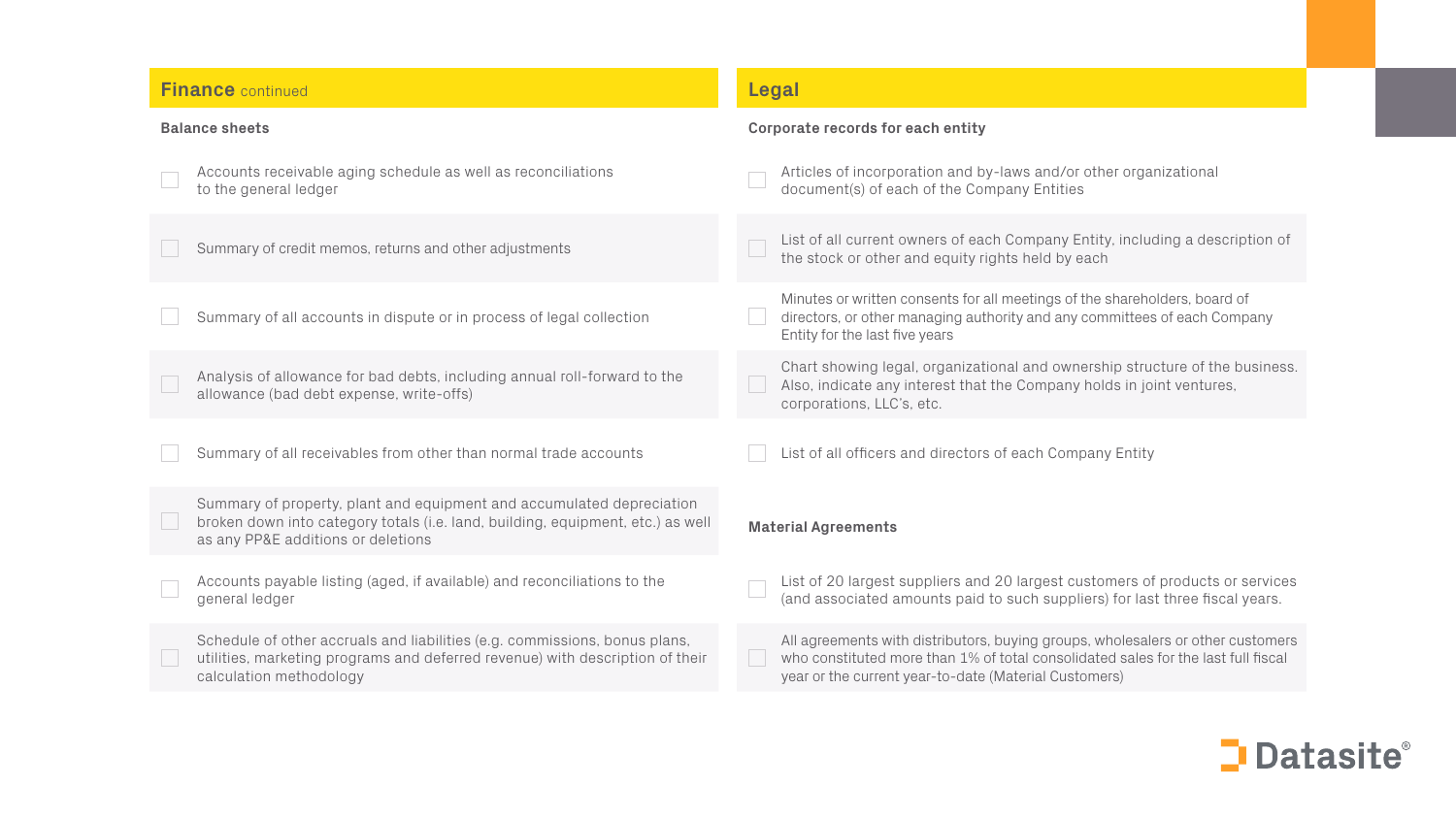## Finance continued

### Balance sheets

- [ ] Accounts receivable aging schedule as well as reconciliations to the general ledger
- [ ] Summary of credit memos, returns and other adjustments
- [ ] Summary of all accounts in dispute or in process of legal collection
- [ ] Analysis of allowance for bad debts, including annual roll-forward to the allowance (bad debt expense, write-offs)
- [ ] Summary of all receivables from other than normal trade accounts
- [ ] Summary of property, plant and equipment and accumulated depreciation broken down into category totals (i.e. land, building, equipment, etc.) as well as any PP&E additions or deletions
- [ ] Accounts payable listing (aged, if available) and reconciliations to the general ledger
- [ ] Schedule of other accruals and liabilities (e.g. commissions, bonus plans, utilities, marketing programs and deferred revenue) with description of their calculation methodology

## Legal

### Corporate records for each entity

- [ ] Articles of incorporation and by-laws and/or other organizational document(s) of each of the Company Entities
- [ ] List of all current owners of each Company Entity, including a description of the stock or other and equity rights held by each
- [ ] Minutes or written consents for all meetings of the shareholders, board of directors, or other managing authority and any committees of each Company Entity for the last five years
- [ ] Chart showing legal, organizational and ownership structure of the business. Also, indicate any interest that the Company holds in joint ventures, corporations, LLC's, etc.
- [ ] List of all officers and directors of each Company Entity

### Material Agreements

- [ ] List of 20 largest suppliers and 20 largest customers of products or services (and associated amounts paid to such suppliers) for last three fiscal years.
- [ ] All agreements with distributors, buying groups, wholesalers or other customers who constituted more than 1% of total consolidated sales for the last full fiscal year or the current year-to-date (Material Customers)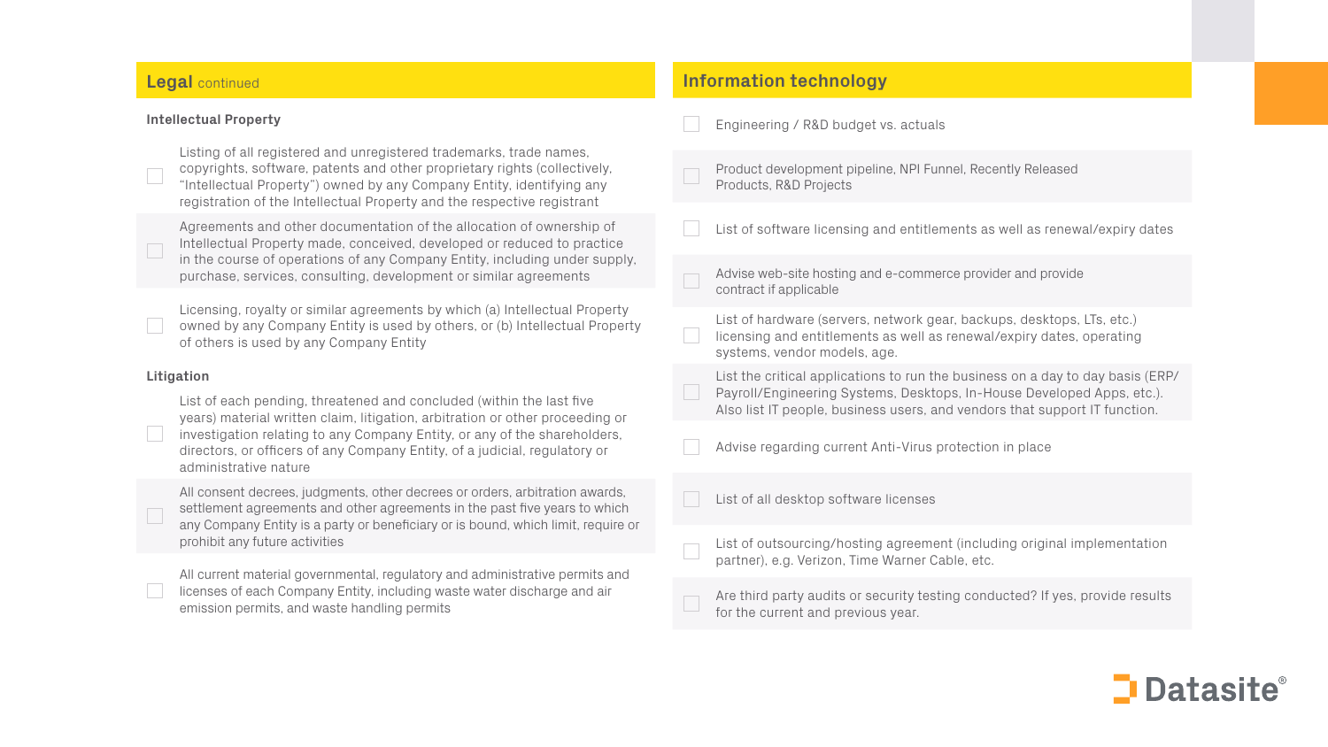## Legal continued

### Intellectual Property

- [ ] Listing of all registered and unregistered trademarks, trade names, copyrights, software, patents and other proprietary rights (collectively, “Intellectual Property”) owned by any Company Entity, identifying any registration of the Intellectual Property and the respective registrant
- [ ] Agreements and other documentation of the allocation of ownership of Intellectual Property made, conceived, developed or reduced to practice in the course of operations of any Company Entity, including under supply, purchase, services, consulting, development or similar agreements
- [ ] Licensing, royalty or similar agreements by which (a) Intellectual Property owned by any Company Entity is used by others, or (b) Intellectual Property of others is used by any Company Entity

### Litigation

- [ ] List of each pending, threatened and concluded (within the last five years) material written claim, litigation, arbitration or other proceeding or investigation relating to any Company Entity, or any of the shareholders, directors, or officers of any Company Entity, of a judicial, regulatory or administrative nature
- [ ] All consent decrees, judgments, other decrees or orders, arbitration awards, settlement agreements and other agreements in the past five years to which any Company Entity is a party or beneficiary or is bound, which limit, require or prohibit any future activities
- [ ] All current material governmental, regulatory and administrative permits and licenses of each Company Entity, including waste water discharge and air emission permits, and waste handling permits

## Information technology

- [ ] Engineering / R&D budget vs. actuals
- [ ] Product development pipeline, NPI Funnel, Recently Released Products, R&D Projects
- [ ] List of software licensing and entitlements as well as renewal/expiry dates
- [ ] Advise web-site hosting and e-commerce provider and provide contract if applicable
- [ ] List of hardware (servers, network gear, backups, desktops, LTs, etc.) licensing and entitlements as well as renewal/expiry dates, operating systems, vendor models, age.
- [ ] List the critical applications to run the business on a day to day basis (ERP/ Payroll/Engineering Systems, Desktops, In-House Developed Apps, etc.). Also list IT people, business users, and vendors that support IT function.
- [ ] Advise regarding current Anti-Virus protection in place
- [ ] List of all desktop software licenses
- [ ] List of outsourcing/hosting agreement (including original implementation partner), e.g. Verizon, Time Warner Cable, etc.
- [ ] Are third party audits or security testing conducted? If yes, provide results for the current and previous year.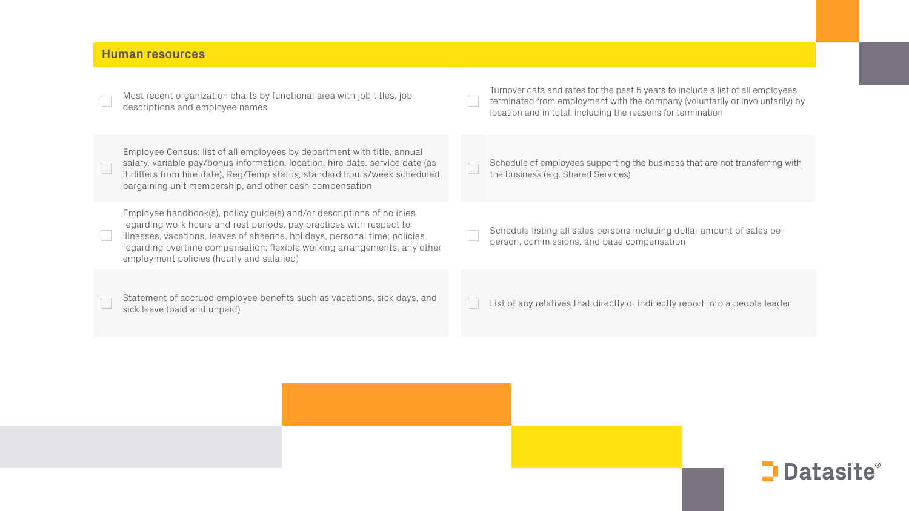## Human resources

- [ ] Most recent organization charts by functional area with job titles, job descriptions and employee names
- [ ] Turnover data and rates for the past 5 years to include a list of all employees terminated from employment with the company (voluntarily or involuntarily) by location and in total, including the reasons for termination
- [ ] Employee Census: list of all employees by department with title, annual salary, variable pay/bonus information, location, hire date, service date (as it differs from hire date), Reg/Temp status, standard hours/week scheduled, bargaining unit membership, and other cash compensation
- [ ] Schedule of employees supporting the business that are not transferring with the business (e.g. Shared Services)
- [ ] Employee handbook(s), policy guide(s) and/or descriptions of policies regarding work hours and rest periods, pay practices with respect to illnesses, vacations, leaves of absence, holidays, personal time; policies regarding overtime compensation; flexible working arrangements; any other employment policies (hourly and salaried)
- [ ] Schedule listing all sales persons including dollar amount of sales per person, commissions, and base compensation
- [ ] Statement of accrued employee benefits such as vacations, sick days, and sick leave (paid and unpaid)
- [ ] List of any relatives that directly or indirectly report into a people leader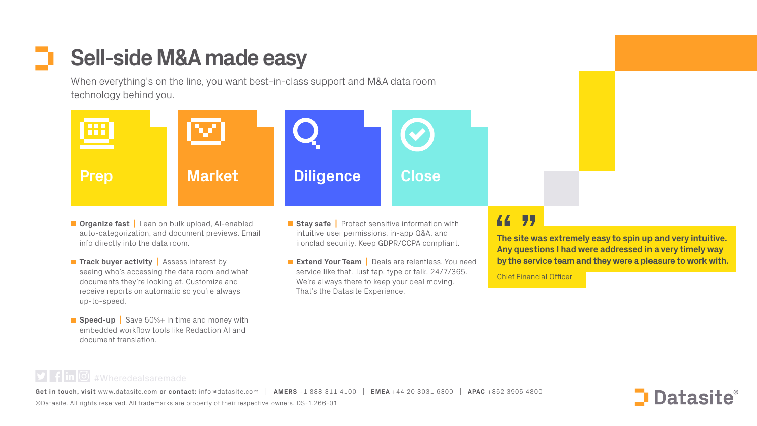# Sell-side M&A made easy

When everything's on the line, you want best-in-class support and M&A data room technology behind you.

**Prep** | **Market** | **Diligence** | **Close**

- **Organize fast** | Lean on bulk upload, AI-enabled auto-categorization, and document previews. Email info directly into the data room.
- **Track buyer activity** | Assess interest by seeing who's accessing the data room and what documents they're looking at. Customize and receive reports on automatic so you're always up-to-speed.
- **Speed-up** | Save 50%+ in time and money with embedded workflow tools like Redaction AI and document translation.
- **Stay safe** | Protect sensitive information with intuitive user permissions, in-app Q&A, and ironclad security. Keep GDPR/CCPA compliant.
- **Extend Your Team** | Deals are relentless. You need service like that. Just tap, type or talk, 24/7/365. We're always there to keep your deal moving. That's the Datasite Experience.

> **"The site was extremely easy to spin up and very intuitive. Any questions I had were addressed in a very timely way by the service team and they were a pleasure to work with."**
>
> Chief Financial Officer

#Wheredealsaremade

**Get in touch, visit** www.datasite.com **or contact:** info@datasite.com | **AMERS** +1 888 311 4100 | **EMEA** +44 20 3031 6300 | **APAC** +852 3905 4800

©Datasite. All rights reserved. All trademarks are property of their respective owners. DS-1.266-01

Datasite®